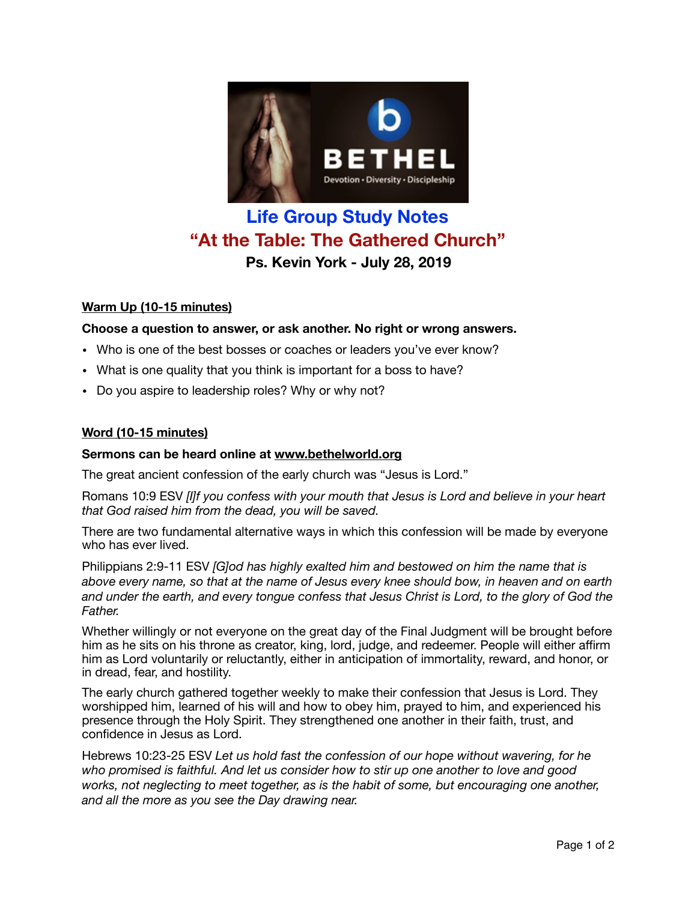# Life Group Study Notes

## "At the Table: The Gathered Church"

**Ps. Kevin York - July 28, 2019**

### Warm Up (10-15 minutes)

**Choose a question to answer, or ask another. No right or wrong answers.**

- Who is one of the best bosses or coaches or leaders you've ever know?
- What is one quality that you think is important for a boss to have?
- Do you aspire to leadership roles? Why or why not?

### Word (10-15 minutes)

**Sermons can be heard online at www.bethelworld.org**

The great ancient confession of the early church was "Jesus is Lord."

Romans 10:9 ESV *[I]f you confess with your mouth that Jesus is Lord and believe in your heart that God raised him from the dead, you will be saved.*

There are two fundamental alternative ways in which this confession will be made by everyone who has ever lived.

Philippians 2:9-11 ESV *[G]od has highly exalted him and bestowed on him the name that is above every name, so that at the name of Jesus every knee should bow, in heaven and on earth and under the earth, and every tongue confess that Jesus Christ is Lord, to the glory of God the Father.*

Whether willingly or not everyone on the great day of the Final Judgment will be brought before him as he sits on his throne as creator, king, lord, judge, and redeemer. People will either affirm him as Lord voluntarily or reluctantly, either in anticipation of immortality, reward, and honor, or in dread, fear, and hostility.

The early church gathered together weekly to make their confession that Jesus is Lord. They worshipped him, learned of his will and how to obey him, prayed to him, and experienced his presence through the Holy Spirit. They strengthened one another in their faith, trust, and confidence in Jesus as Lord.

Hebrews 10:23-25 ESV *Let us hold fast the confession of our hope without wavering, for he who promised is faithful. And let us consider how to stir up one another to love and good works, not neglecting to meet together, as is the habit of some, but encouraging one another, and all the more as you see the Day drawing near.*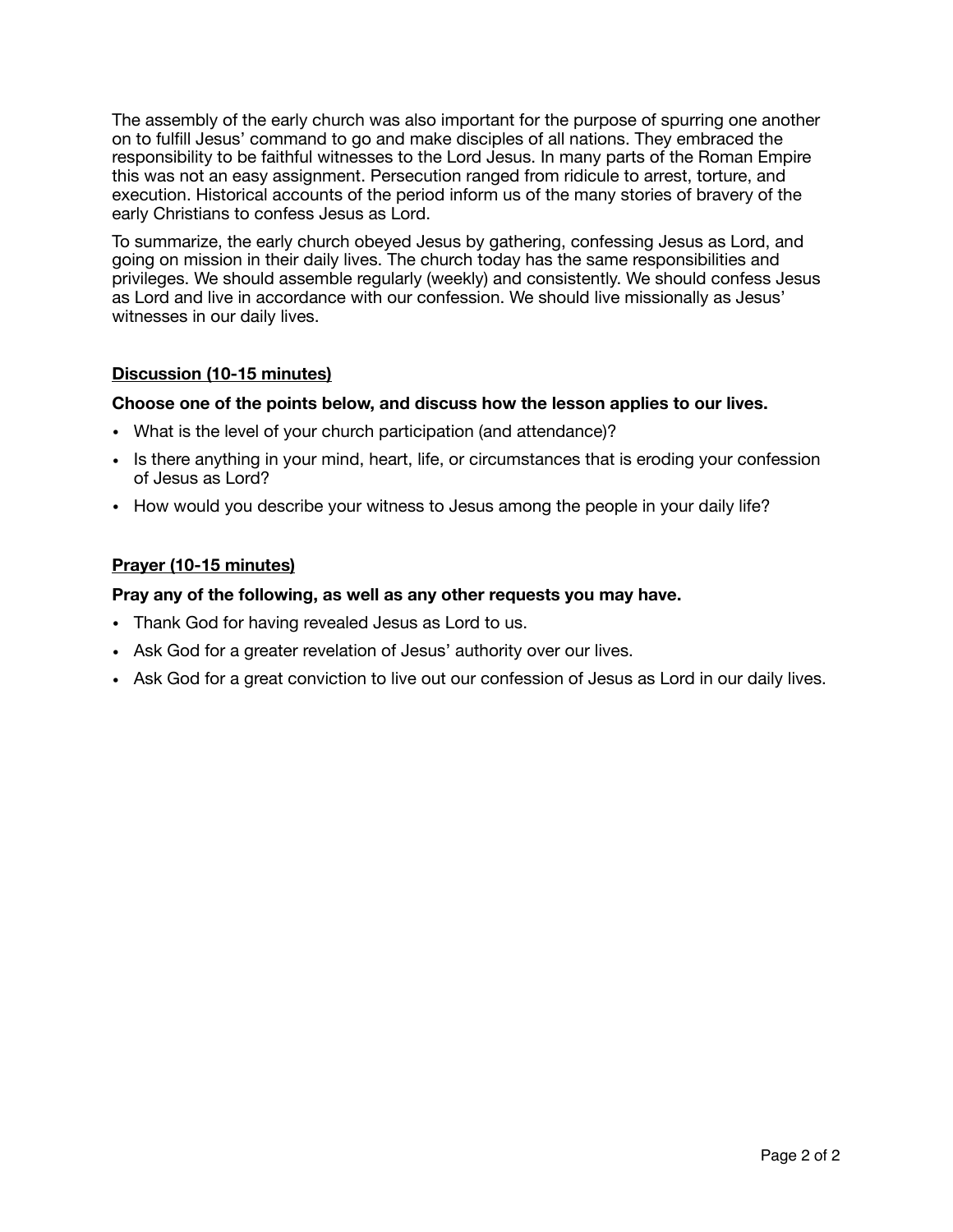The assembly of the early church was also important for the purpose of spurring one another on to fulfill Jesus' command to go and make disciples of all nations. They embraced the responsibility to be faithful witnesses to the Lord Jesus. In many parts of the Roman Empire this was not an easy assignment. Persecution ranged from ridicule to arrest, torture, and execution. Historical accounts of the period inform us of the many stories of bravery of the early Christians to confess Jesus as Lord.

To summarize, the early church obeyed Jesus by gathering, confessing Jesus as Lord, and going on mission in their daily lives. The church today has the same responsibilities and privileges. We should assemble regularly (weekly) and consistently. We should confess Jesus as Lord and live in accordance with our confession. We should live missionally as Jesus' witnesses in our daily lives.

## Discussion (10-15 minutes)

**Choose one of the points below, and discuss how the lesson applies to our lives.**

- What is the level of your church participation (and attendance)?
- Is there anything in your mind, heart, life, or circumstances that is eroding your confession of Jesus as Lord?
- How would you describe your witness to Jesus among the people in your daily life?

## Prayer (10-15 minutes)

**Pray any of the following, as well as any other requests you may have.**

- Thank God for having revealed Jesus as Lord to us.
- Ask God for a greater revelation of Jesus' authority over our lives.
- Ask God for a great conviction to live out our confession of Jesus as Lord in our daily lives.